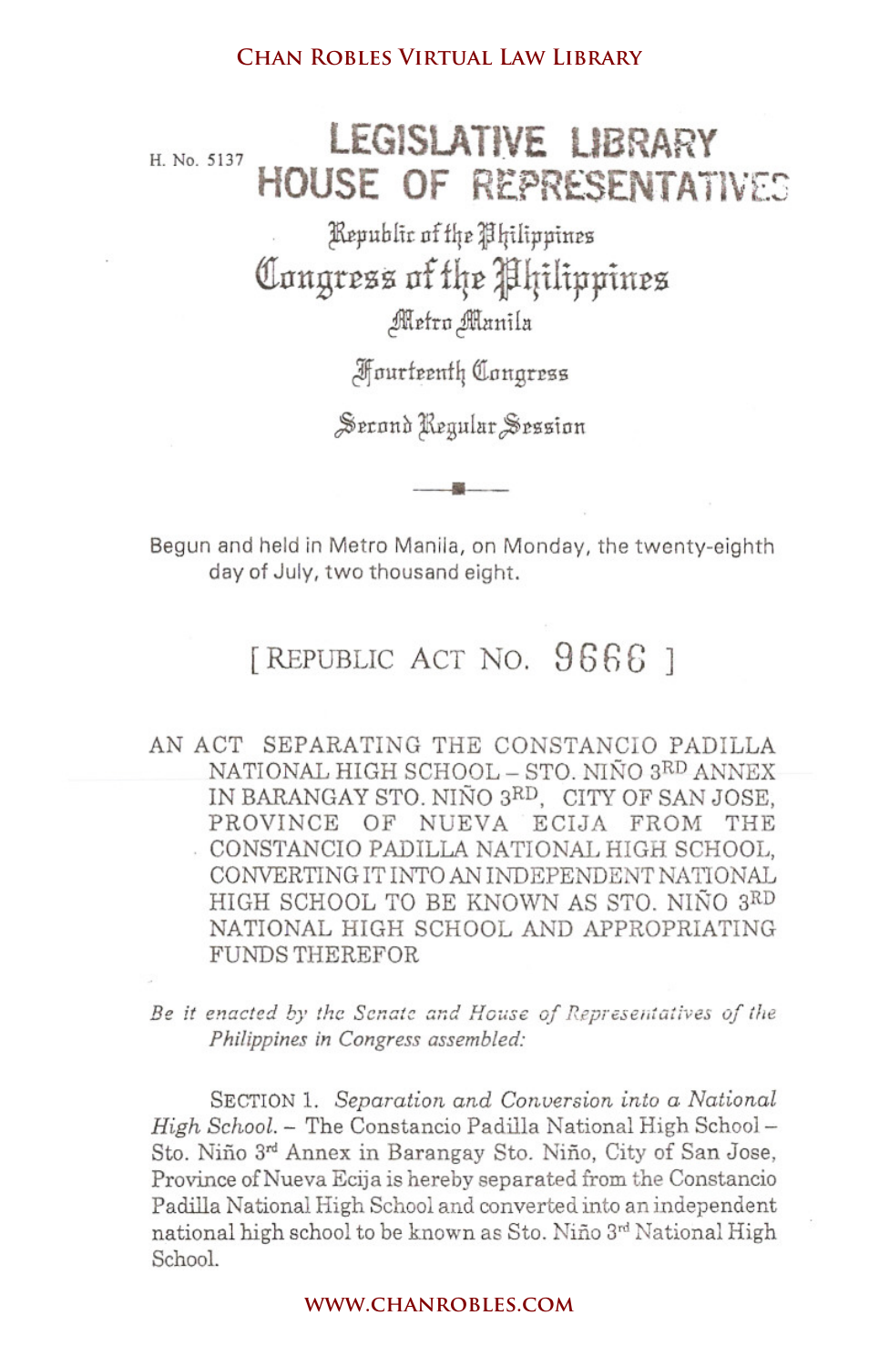H. No. 5137

LEGISLATIVE LIBRARY
HOUSE OF REPRESENTATIVES

Republic of the Philippines
Congress of the Philippines
Metro Manila

Fourteenth Congress

Second Regular Session

Begun and held in Metro Manila, on Monday, the twenty-eighth day of July, two thousand eight.

# [ REPUBLIC ACT NO. 9666 ]

AN ACT SEPARATING THE CONSTANCIO PADILLA NATIONAL HIGH SCHOOL – STO. NIÑO 3RD ANNEX IN BARANGAY STO. NIÑO 3RD, CITY OF SAN JOSE, PROVINCE OF NUEVA ECIJA FROM THE CONSTANCIO PADILLA NATIONAL HIGH SCHOOL, CONVERTING IT INTO AN INDEPENDENT NATIONAL HIGH SCHOOL TO BE KNOWN AS STO. NIÑO 3RD NATIONAL HIGH SCHOOL AND APPROPRIATING FUNDS THEREFOR

*Be it enacted by the Senate and House of Representatives of the Philippines in Congress assembled:*

SECTION 1. *Separation and Conversion into a National High School.* – The Constancio Padilla National High School – Sto. Niño 3rd Annex in Barangay Sto. Niño, City of San Jose, Province of Nueva Ecija is hereby separated from the Constancio Padilla National High School and converted into an independent national high school to be known as Sto. Niño 3rd National High School.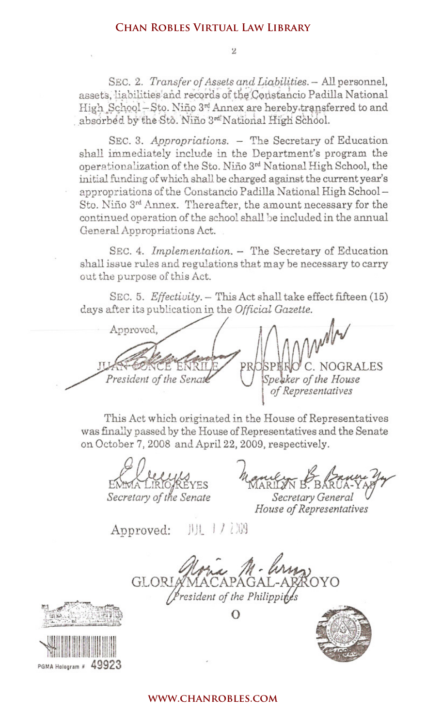SEC. 2. *Transfer of Assets and Liabilities.* – All personnel, assets, liabilities and records of the Constancio Padilla National High School – Sto. Niño 3rd Annex are hereby transferred to and absorbed by the Sto. Niño 3rd National High School.

SEC. 3. *Appropriations.* – The Secretary of Education shall immediately include in the Department's program the operationalization of the Sto. Niño 3rd National High School, the initial funding of which shall be charged against the current year's appropriations of the Constancio Padilla National High School – Sto. Niño 3rd Annex. Thereafter, the amount necessary for the continued operation of the school shall be included in the annual General Appropriations Act.

SEC. 4. *Implementation.* – The Secretary of Education shall issue rules and regulations that may be necessary to carry out the purpose of this Act.

SEC. 5. *Effectivity.* – This Act shall take effect fifteen (15) days after its publication in the *Official Gazette.*

Approved,

JUAN PONCE ENRILE
*President of the Senate*

PROSPERO C. NOGRALES
*Speaker of the House of Representatives*

This Act which originated in the House of Representatives was finally passed by the House of Representatives and the Senate on October 7, 2008 and April 22, 2009, respectively.

EMMA LIRIO-REYES
*Secretary of the Senate*

MARILYN B. BARUA-YAP
*Secretary General*
*House of Representatives*

Approved: JUL 17 2009

GLORIA MACAPAGAL-ARROYO
*President of the Philippines*

O

PGMA Hologram # 49923